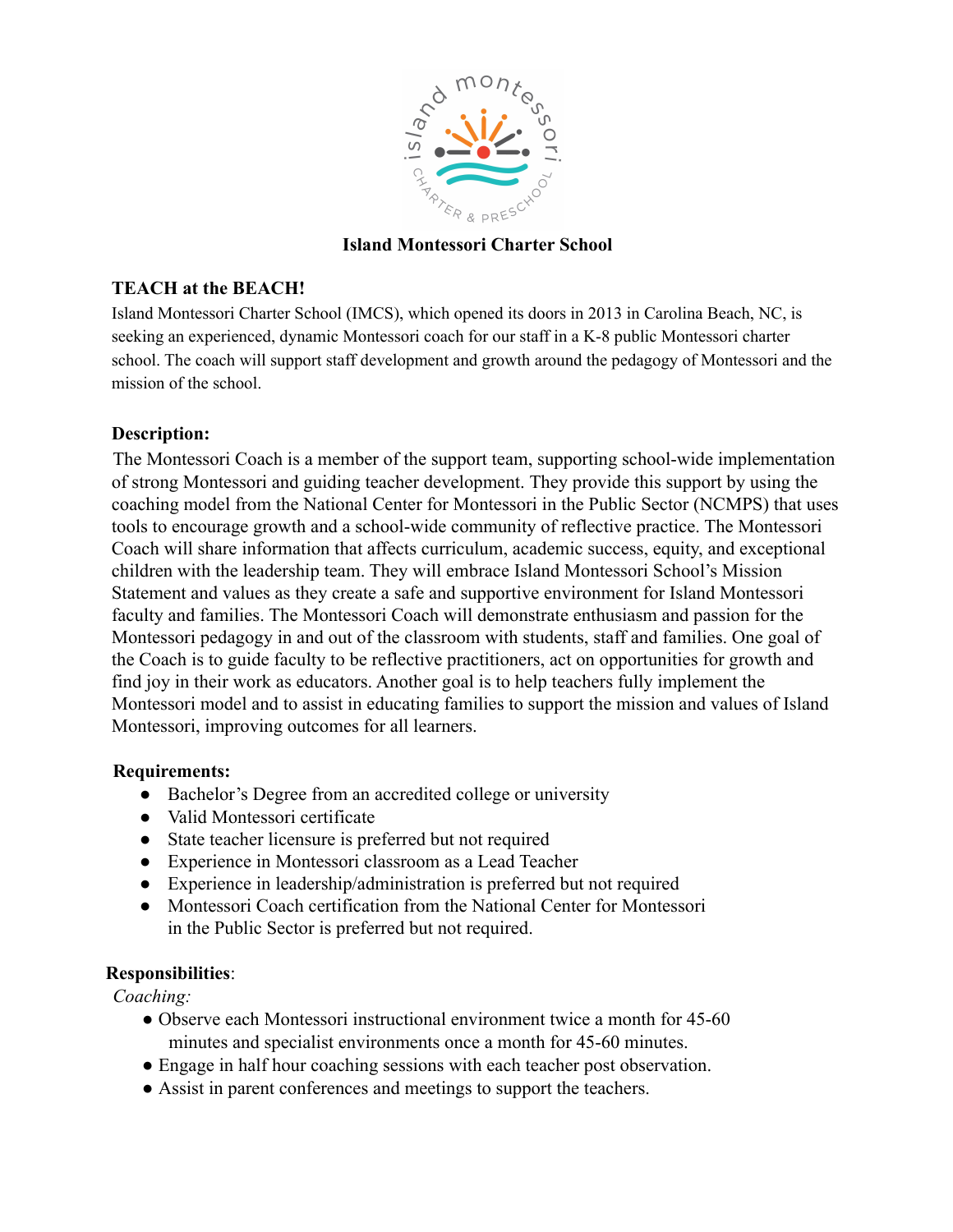**Island Montessori Charter School**

## TEACH at the BEACH!

Island Montessori Charter School (IMCS), which opened its doors in 2013 in Carolina Beach, NC, is seeking an experienced, dynamic Montessori coach for our staff in a K-8 public Montessori charter school. The coach will support staff development and growth around the pedagogy of Montessori and the mission of the school.

### Description:

The Montessori Coach is a member of the support team, supporting school-wide implementation of strong Montessori and guiding teacher development. They provide this support by using the coaching model from the National Center for Montessori in the Public Sector (NCMPS) that uses tools to encourage growth and a school-wide community of reflective practice. The Montessori Coach will share information that affects curriculum, academic success, equity, and exceptional children with the leadership team. They will embrace Island Montessori School's Mission Statement and values as they create a safe and supportive environment for Island Montessori faculty and families. The Montessori Coach will demonstrate enthusiasm and passion for the Montessori pedagogy in and out of the classroom with students, staff and families. One goal of the Coach is to guide faculty to be reflective practitioners, act on opportunities for growth and find joy in their work as educators. Another goal is to help teachers fully implement the Montessori model and to assist in educating families to support the mission and values of Island Montessori, improving outcomes for all learners.

### Requirements:

- Bachelor's Degree from an accredited college or university
- Valid Montessori certificate
- State teacher licensure is preferred but not required
- Experience in Montessori classroom as a Lead Teacher
- Experience in leadership/administration is preferred but not required
- Montessori Coach certification from the National Center for Montessori in the Public Sector is preferred but not required.

### Responsibilities:

*Coaching:*

- Observe each Montessori instructional environment twice a month for 45-60 minutes and specialist environments once a month for 45-60 minutes.
- Engage in half hour coaching sessions with each teacher post observation.
- Assist in parent conferences and meetings to support the teachers.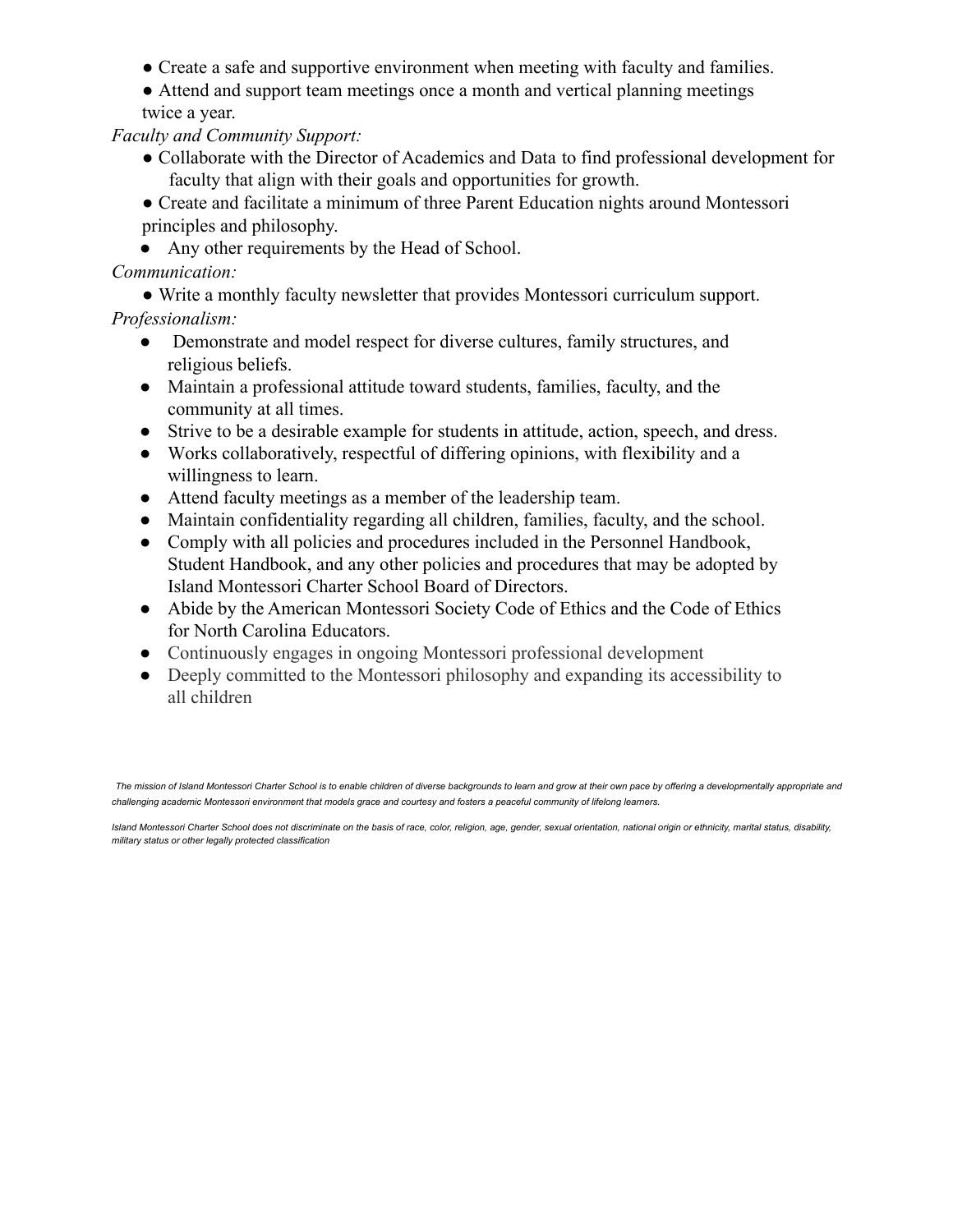- Create a safe and supportive environment when meeting with faculty and families.
- Attend and support team meetings once a month and vertical planning meetings twice a year.

*Faculty and Community Support:*

- Collaborate with the Director of Academics and Data to find professional development for faculty that align with their goals and opportunities for growth.
- Create and facilitate a minimum of three Parent Education nights around Montessori principles and philosophy.
- Any other requirements by the Head of School.

*Communication:*

- Write a monthly faculty newsletter that provides Montessori curriculum support.

*Professionalism:*

- Demonstrate and model respect for diverse cultures, family structures, and religious beliefs.
- Maintain a professional attitude toward students, families, faculty, and the community at all times.
- Strive to be a desirable example for students in attitude, action, speech, and dress.
- Works collaboratively, respectful of differing opinions, with flexibility and a willingness to learn.
- Attend faculty meetings as a member of the leadership team.
- Maintain confidentiality regarding all children, families, faculty, and the school.
- Comply with all policies and procedures included in the Personnel Handbook, Student Handbook, and any other policies and procedures that may be adopted by Island Montessori Charter School Board of Directors.
- Abide by the American Montessori Society Code of Ethics and the Code of Ethics for North Carolina Educators.
- Continuously engages in ongoing Montessori professional development
- Deeply committed to the Montessori philosophy and expanding its accessibility to all children

*The mission of Island Montessori Charter School is to enable children of diverse backgrounds to learn and grow at their own pace by offering a developmentally appropriate and challenging academic Montessori environment that models grace and courtesy and fosters a peaceful community of lifelong learners.*

*Island Montessori Charter School does not discriminate on the basis of race, color, religion, age, gender, sexual orientation, national origin or ethnicity, marital status, disability, military status or other legally protected classification*